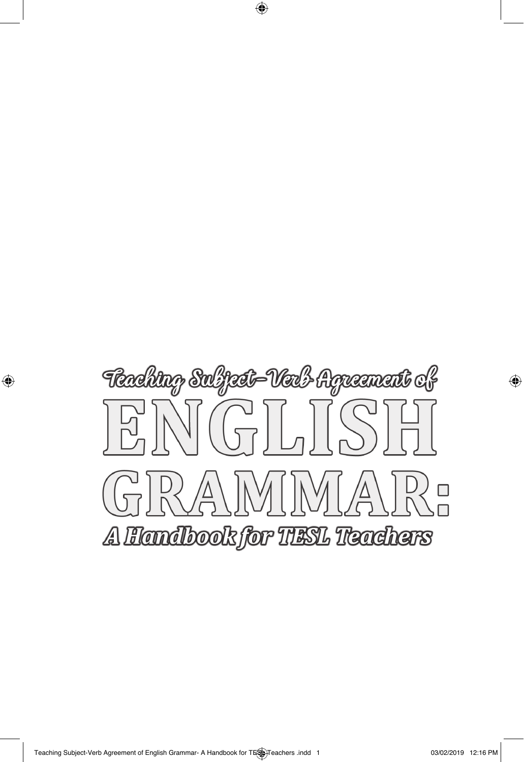Teaching Subject-Verb Agreement of

# ENGLISH GRAMMAR:

*A Handbook for TESL Teachers*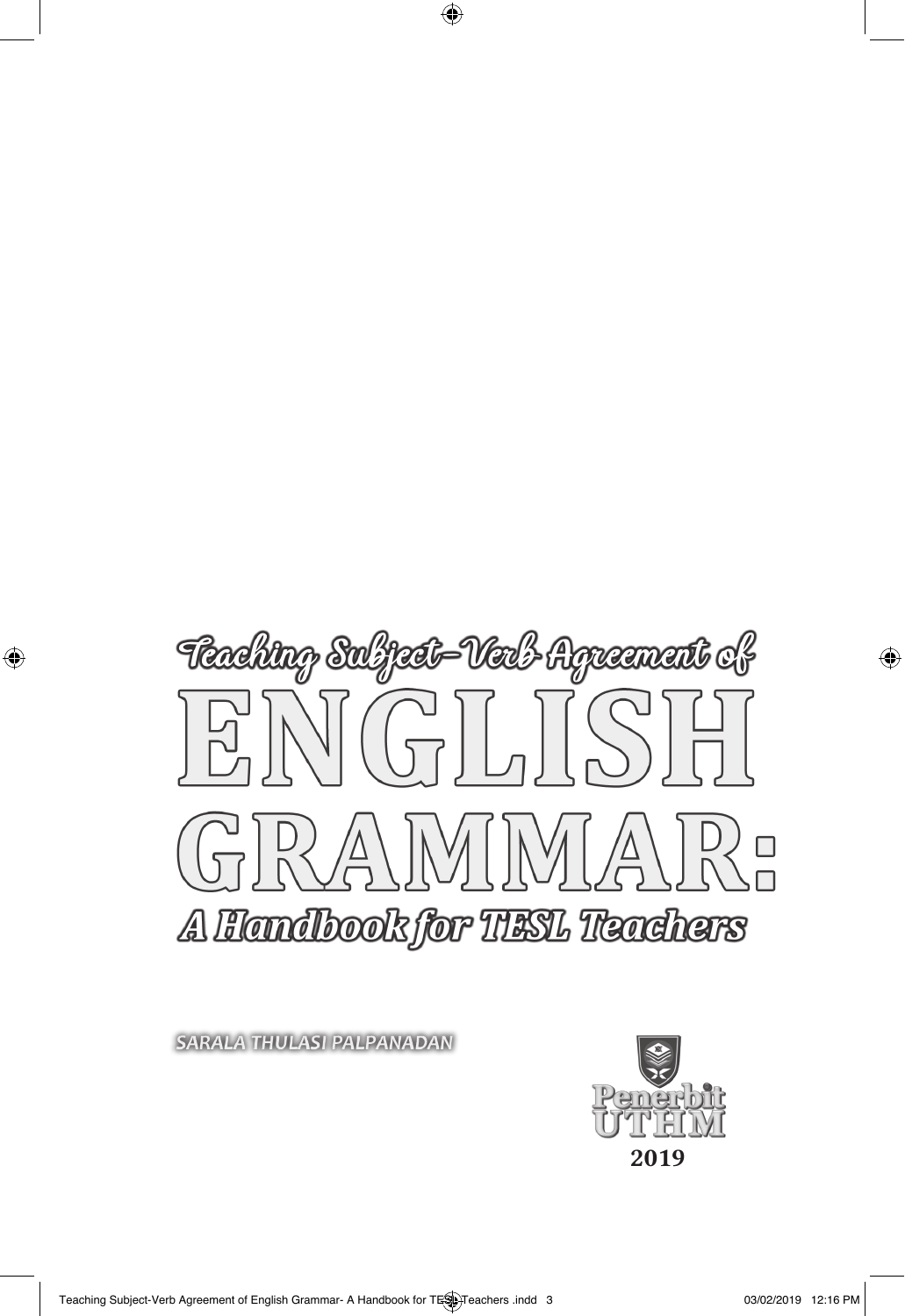# Teaching Subject-Verb Agreement of ENGLISH GRAMMAR:

## A Handbook for TESL Teachers

SARALA THULASI PALPANADAN

Penerbit UTHM

2019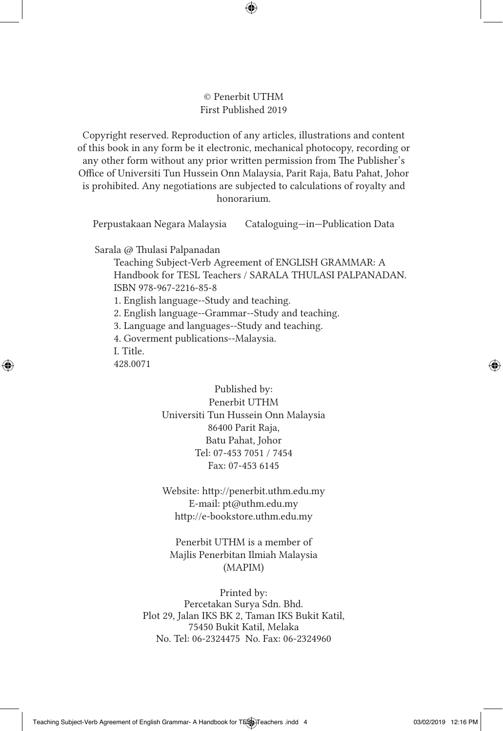© Penerbit UTHM
First Published 2019

Copyright reserved. Reproduction of any articles, illustrations and content of this book in any form be it electronic, mechanical photocopy, recording or any other form without any prior written permission from The Publisher's Office of Universiti Tun Hussein Onn Malaysia, Parit Raja, Batu Pahat, Johor is prohibited. Any negotiations are subjected to calculations of royalty and honorarium.

Perpustakaan Negara Malaysia Cataloguing—in—Publication Data

Sarala @ Thulasi Palpanadan
Teaching Subject-Verb Agreement of ENGLISH GRAMMAR: A Handbook for TESL Teachers / SARALA THULASI PALPANADAN.
ISBN 978-967-2216-85-8
1. English language--Study and teaching.
2. English language--Grammar--Study and teaching.
3. Language and languages--Study and teaching.
4. Goverment publications--Malaysia.
I. Title.
428.0071

Published by:
Penerbit UTHM
Universiti Tun Hussein Onn Malaysia
86400 Parit Raja,
Batu Pahat, Johor
Tel: 07-453 7051 / 7454
Fax: 07-453 6145

Website: http://penerbit.uthm.edu.my
E-mail: pt@uthm.edu.my
http://e-bookstore.uthm.edu.my

Penerbit UTHM is a member of
Majlis Penerbitan Ilmiah Malaysia
(MAPIM)

Printed by:
Percetakan Surya Sdn. Bhd.
Plot 29, Jalan IKS BK 2, Taman IKS Bukit Katil,
75450 Bukit Katil, Melaka
No. Tel: 06-2324475 No. Fax: 06-2324960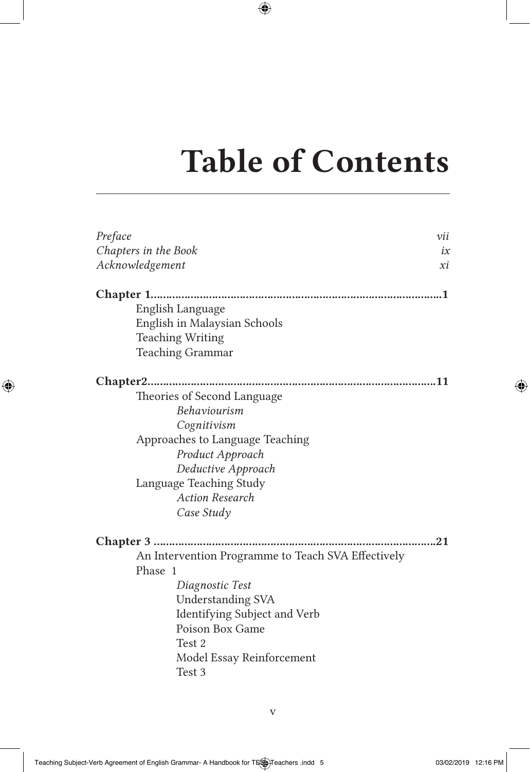# Table of Contents

*Preface* *vii*
*Chapters in the Book* *ix*
*Acknowledgement* *xi*

**Chapter 1..........................................................................................1**

- English Language
- English in Malaysian Schools
- Teaching Writing
- Teaching Grammar

**Chapter2..........................................................................................11**

- Theories of Second Language
  - *Behaviourism*
  - *Cognitivism*
- Approaches to Language Teaching
  - *Product Approach*
  - *Deductive Approach*
- Language Teaching Study
  - *Action Research*
  - *Case Study*

**Chapter 3 ........................................................................................21**

- An Intervention Programme to Teach SVA Effectively
- Phase 1
  - *Diagnostic Test*
  - Understanding SVA
  - Identifying Subject and Verb
  - Poison Box Game
  - Test 2
  - Model Essay Reinforcement
  - Test 3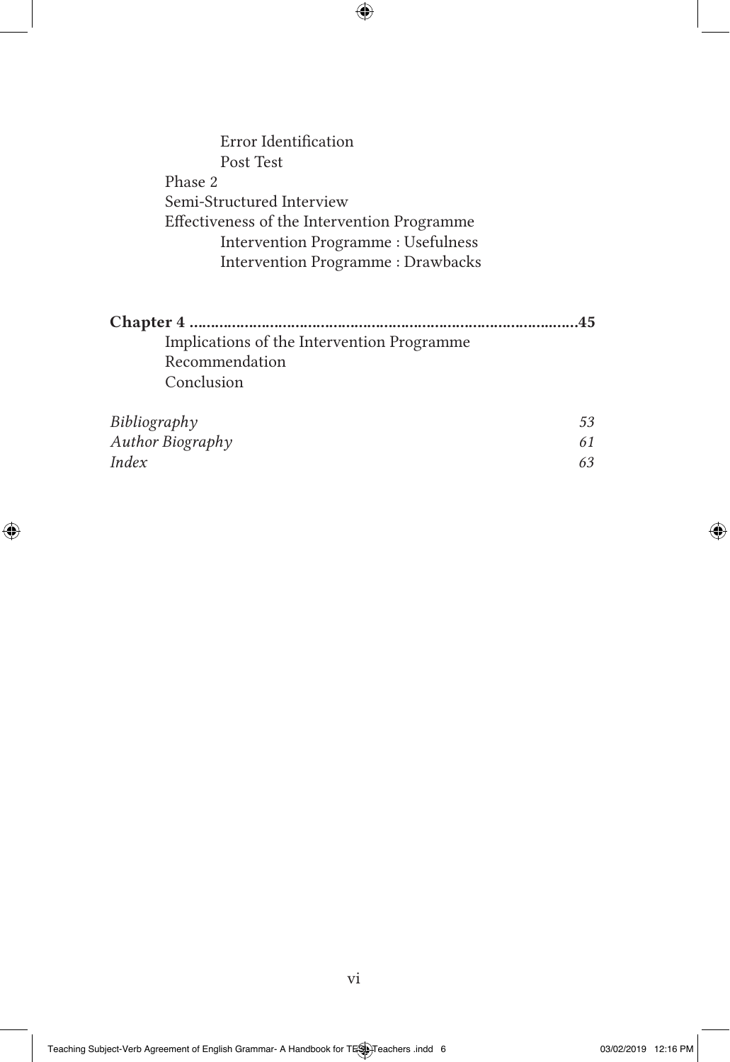Error Identification
Post Test
Phase 2
Semi-Structured Interview
Effectiveness of the Intervention Programme
Intervention Programme : Usefulness
Intervention Programme : Drawbacks

**Chapter 4 ..........................................................................................45**
Implications of the Intervention Programme
Recommendation
Conclusion

*Bibliography* *53*
*Author Biography* *61*
*Index* *63*